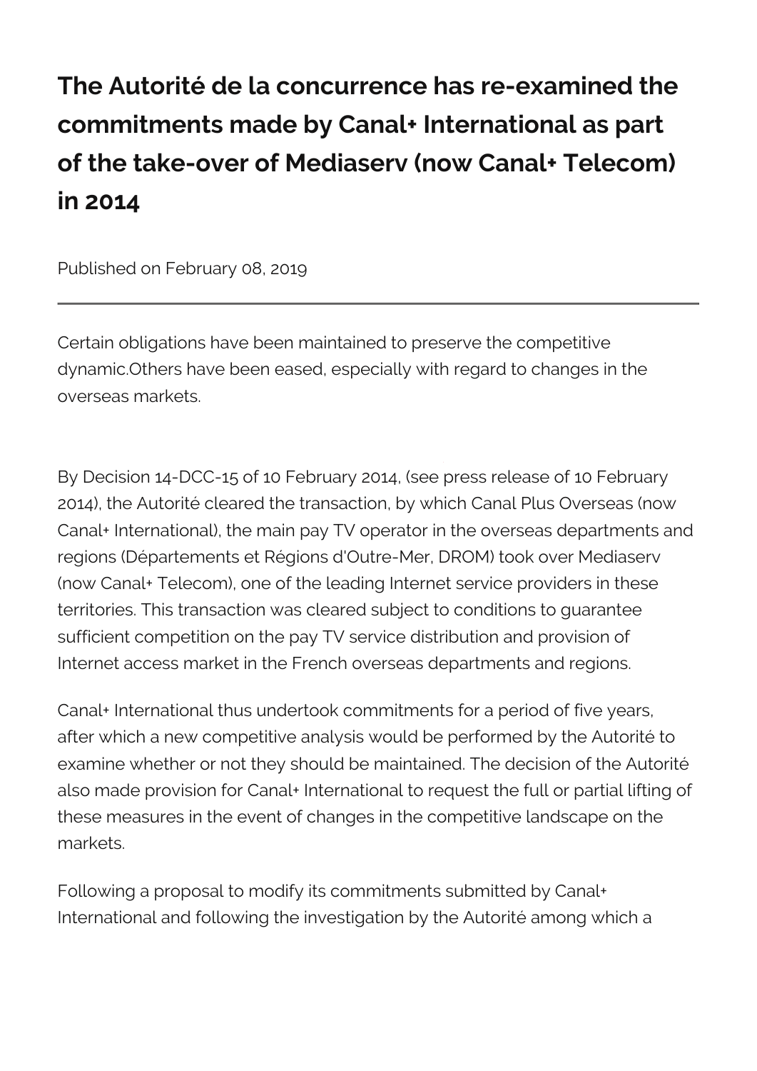# The Autorité de la concurrence has re-examined the commitments made by Canal+ International as part of the take-over of Mediaserv (now Canal+ Telecom) in 2014

Published on February 08, 2019

---

Certain obligations have been maintained to preserve the competitive dynamic.Others have been eased, especially with regard to changes in the overseas markets.

By Decision 14-DCC-15 of 10 February 2014, (see press release of 10 February 2014), the Autorité cleared the transaction, by which Canal Plus Overseas (now Canal+ International), the main pay TV operator in the overseas departments and regions (Départements et Régions d'Outre-Mer, DROM) took over Mediaserv (now Canal+ Telecom), one of the leading Internet service providers in these territories. This transaction was cleared subject to conditions to guarantee sufficient competition on the pay TV service distribution and provision of Internet access market in the French overseas departments and regions.

Canal+ International thus undertook commitments for a period of five years, after which a new competitive analysis would be performed by the Autorité to examine whether or not they should be maintained. The decision of the Autorité also made provision for Canal+ International to request the full or partial lifting of these measures in the event of changes in the competitive landscape on the markets.

Following a proposal to modify its commitments submitted by Canal+ International and following the investigation by the Autorité among which a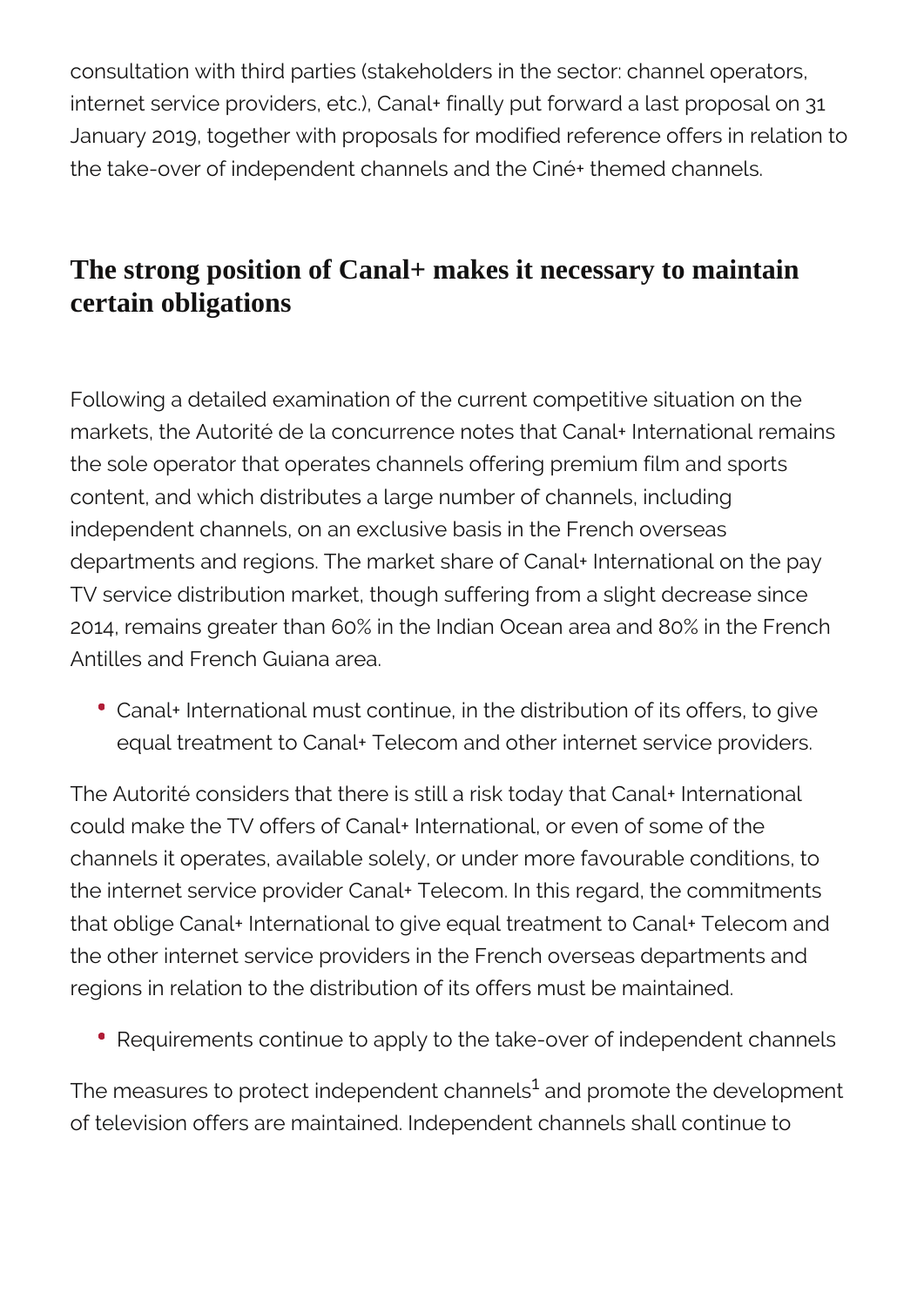consultation with third parties (stakeholders in the sector: channel operators, internet service providers, etc.), Canal+ finally put forward a last proposal on 31 January 2019, together with proposals for modified reference offers in relation to the take-over of independent channels and the Ciné+ themed channels.

## The strong position of Canal+ makes it necessary to maintain certain obligations

Following a detailed examination of the current competitive situation on the markets, the Autorité de la concurrence notes that Canal+ International remains the sole operator that operates channels offering premium film and sports content, and which distributes a large number of channels, including independent channels, on an exclusive basis in the French overseas departments and regions. The market share of Canal+ International on the pay TV service distribution market, though suffering from a slight decrease since 2014, remains greater than 60% in the Indian Ocean area and 80% in the French Antilles and French Guiana area.

- Canal+ International must continue, in the distribution of its offers, to give equal treatment to Canal+ Telecom and other internet service providers.

The Autorité considers that there is still a risk today that Canal+ International could make the TV offers of Canal+ International, or even of some of the channels it operates, available solely, or under more favourable conditions, to the internet service provider Canal+ Telecom. In this regard, the commitments that oblige Canal+ International to give equal treatment to Canal+ Telecom and the other internet service providers in the French overseas departments and regions in relation to the distribution of its offers must be maintained.

- Requirements continue to apply to the take-over of independent channels

The measures to protect independent channels[1] and promote the development of television offers are maintained. Independent channels shall continue to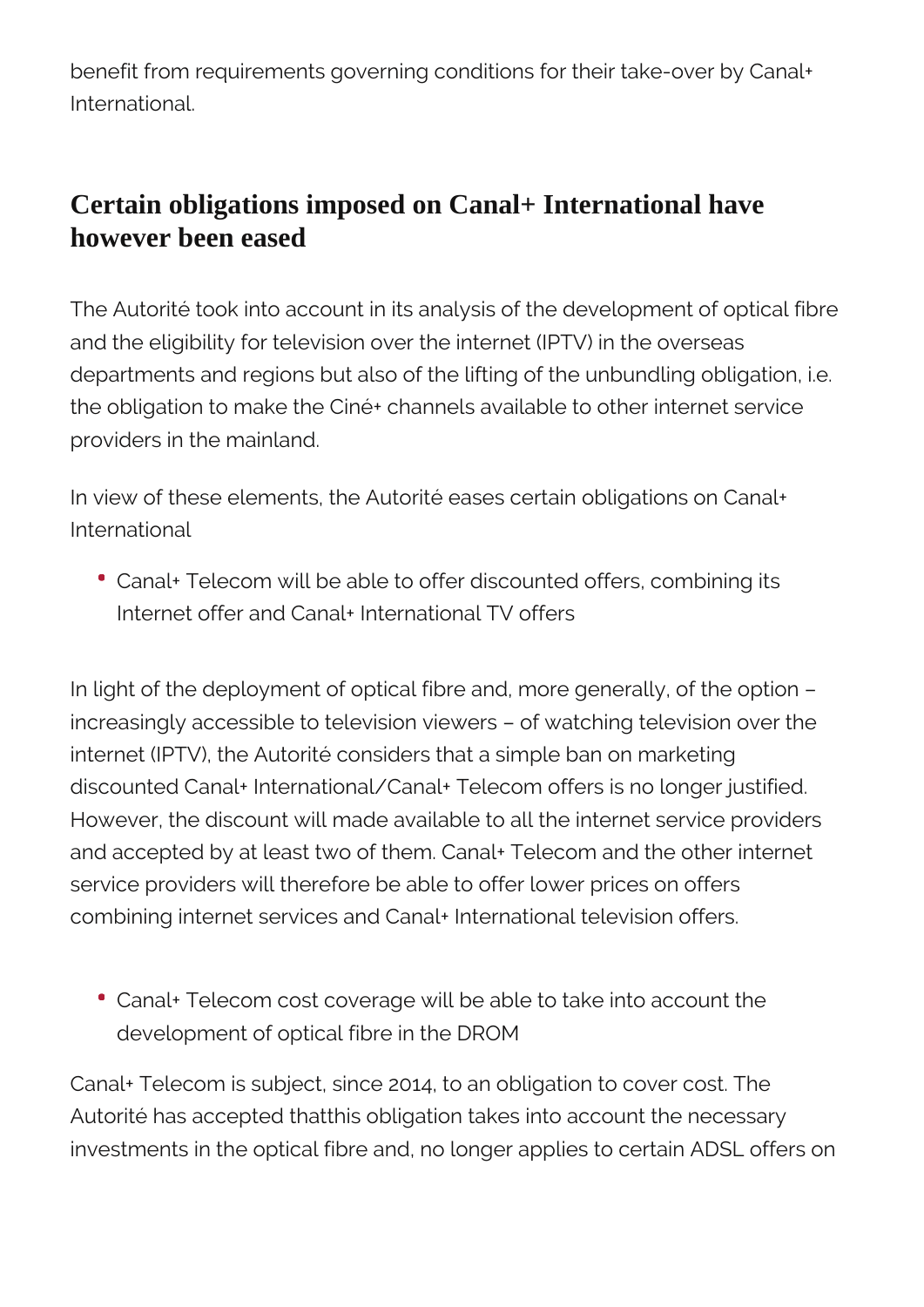benefit from requirements governing conditions for their take-over by Canal+ International.

## Certain obligations imposed on Canal+ International have however been eased

The Autorité took into account in its analysis of the development of optical fibre and the eligibility for television over the internet (IPTV) in the overseas departments and regions but also of the lifting of the unbundling obligation, i.e. the obligation to make the Ciné+ channels available to other internet service providers in the mainland.

In view of these elements, the Autorité eases certain obligations on Canal+ International

- Canal+ Telecom will be able to offer discounted offers, combining its Internet offer and Canal+ International TV offers

In light of the deployment of optical fibre and, more generally, of the option – increasingly accessible to television viewers – of watching television over the internet (IPTV), the Autorité considers that a simple ban on marketing discounted Canal+ International/Canal+ Telecom offers is no longer justified. However, the discount will made available to all the internet service providers and accepted by at least two of them. Canal+ Telecom and the other internet service providers will therefore be able to offer lower prices on offers combining internet services and Canal+ International television offers.

- Canal+ Telecom cost coverage will be able to take into account the development of optical fibre in the DROM

Canal+ Telecom is subject, since 2014, to an obligation to cover cost. The Autorité has accepted thatthis obligation takes into account the necessary investments in the optical fibre and, no longer applies to certain ADSL offers on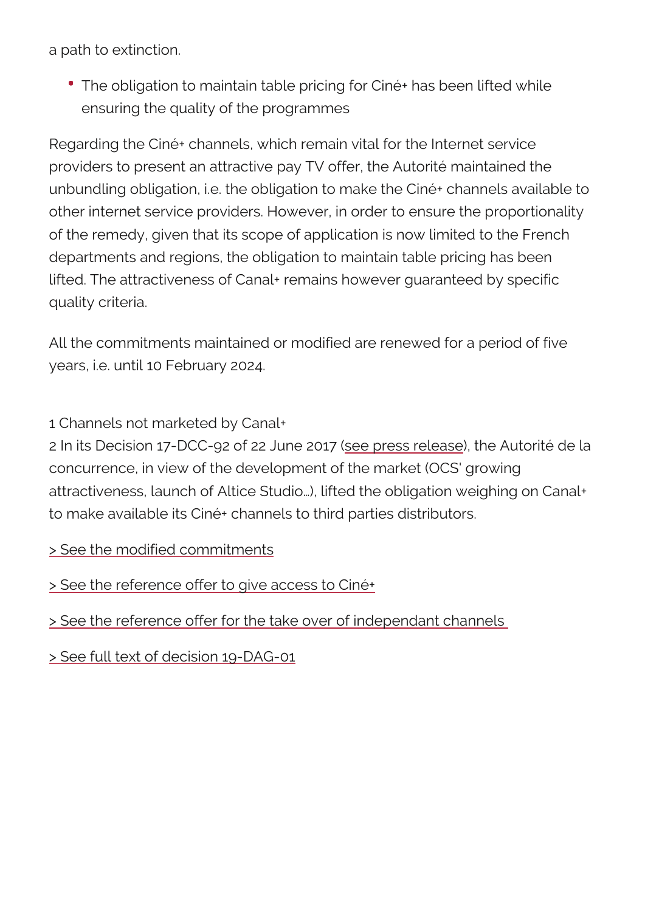a path to extinction.

- The obligation to maintain table pricing for Ciné+ has been lifted while ensuring the quality of the programmes

Regarding the Ciné+ channels, which remain vital for the Internet service providers to present an attractive pay TV offer, the Autorité maintained the unbundling obligation, i.e. the obligation to make the Ciné+ channels available to other internet service providers. However, in order to ensure the proportionality of the remedy, given that its scope of application is now limited to the French departments and regions, the obligation to maintain table pricing has been lifted. The attractiveness of Canal+ remains however guaranteed by specific quality criteria.

All the commitments maintained or modified are renewed for a period of five years, i.e. until 10 February 2024.

1 Channels not marketed by Canal+
2 In its Decision 17-DCC-92 of 22 June 2017 (see press release), the Autorité de la concurrence, in view of the development of the market (OCS' growing attractiveness, launch of Altice Studio…), lifted the obligation weighing on Canal+ to make available its Ciné+ channels to third parties distributors.

> See the modified commitments

> See the reference offer to give access to Ciné+

> See the reference offer for the take over of independant channels

> See full text of decision 19-DAG-01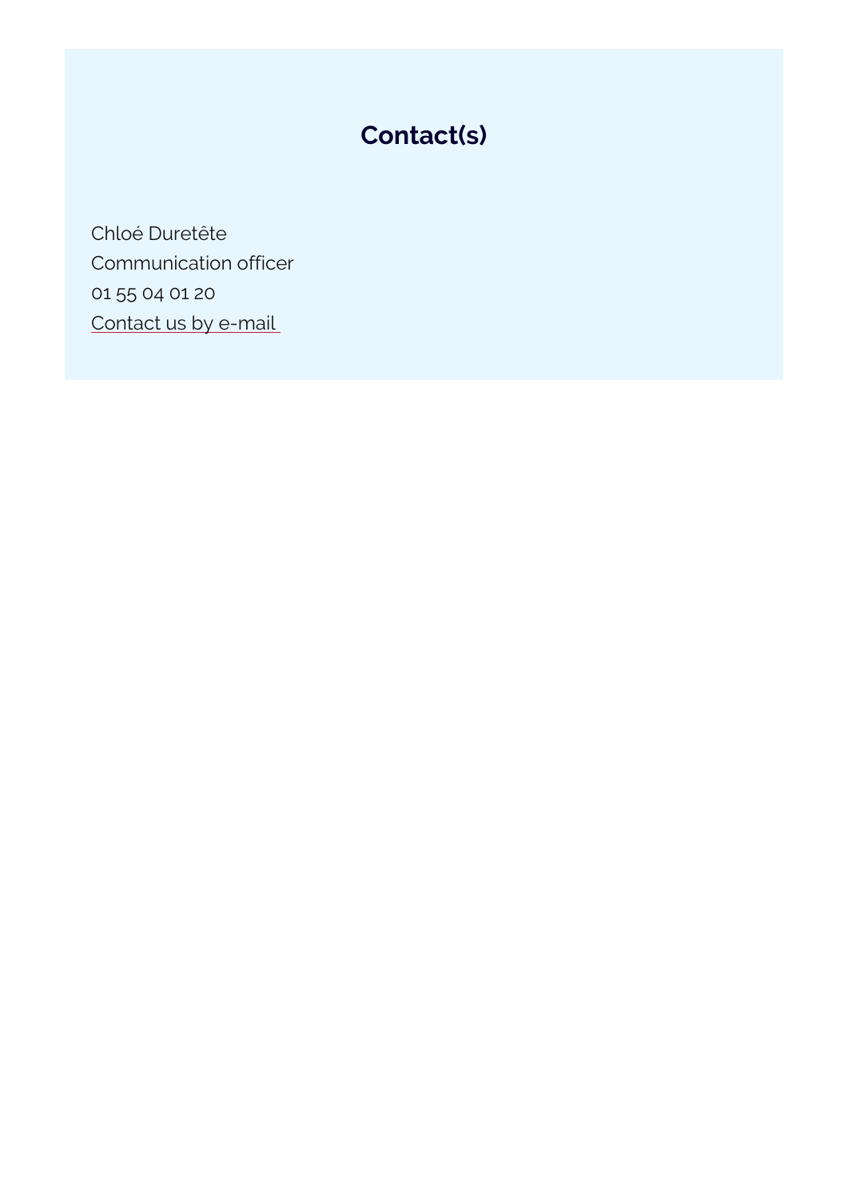## Contact(s)

Chloé Duretête
Communication officer
01 55 04 01 20
Contact us by e-mail